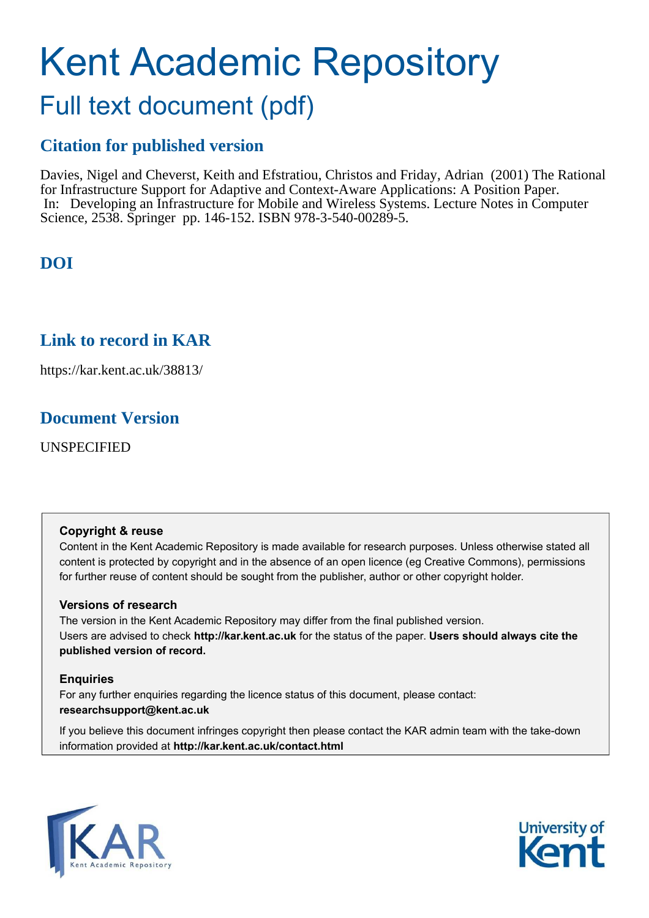# Kent Academic Repository

## Full text document (pdf)

## Citation for published version

Davies, Nigel and Cheverst, Keith and Efstratiou, Christos and Friday, Adrian (2001) The Rational for Infrastructure Support for Adaptive and Context-Aware Applications: A Position Paper. In: Developing an Infrastructure for Mobile and Wireless Systems. Lecture Notes in Computer Science, 2538. Springer pp. 146-152. ISBN 978-3-540-00289-5.

## DOI

## Link to record in KAR

https://kar.kent.ac.uk/38813/

## Document Version

UNSPECIFIED

**Copyright & reuse**

Content in the Kent Academic Repository is made available for research purposes. Unless otherwise stated all content is protected by copyright and in the absence of an open licence (eg Creative Commons), permissions for further reuse of content should be sought from the publisher, author or other copyright holder.

**Versions of research**

The version in the Kent Academic Repository may differ from the final published version. Users are advised to check **http://kar.kent.ac.uk** for the status of the paper. **Users should always cite the published version of record.**

**Enquiries**

For any further enquiries regarding the licence status of this document, please contact: **researchsupport@kent.ac.uk**

If you believe this document infringes copyright then please contact the KAR admin team with the take-down information provided at **http://kar.kent.ac.uk/contact.html**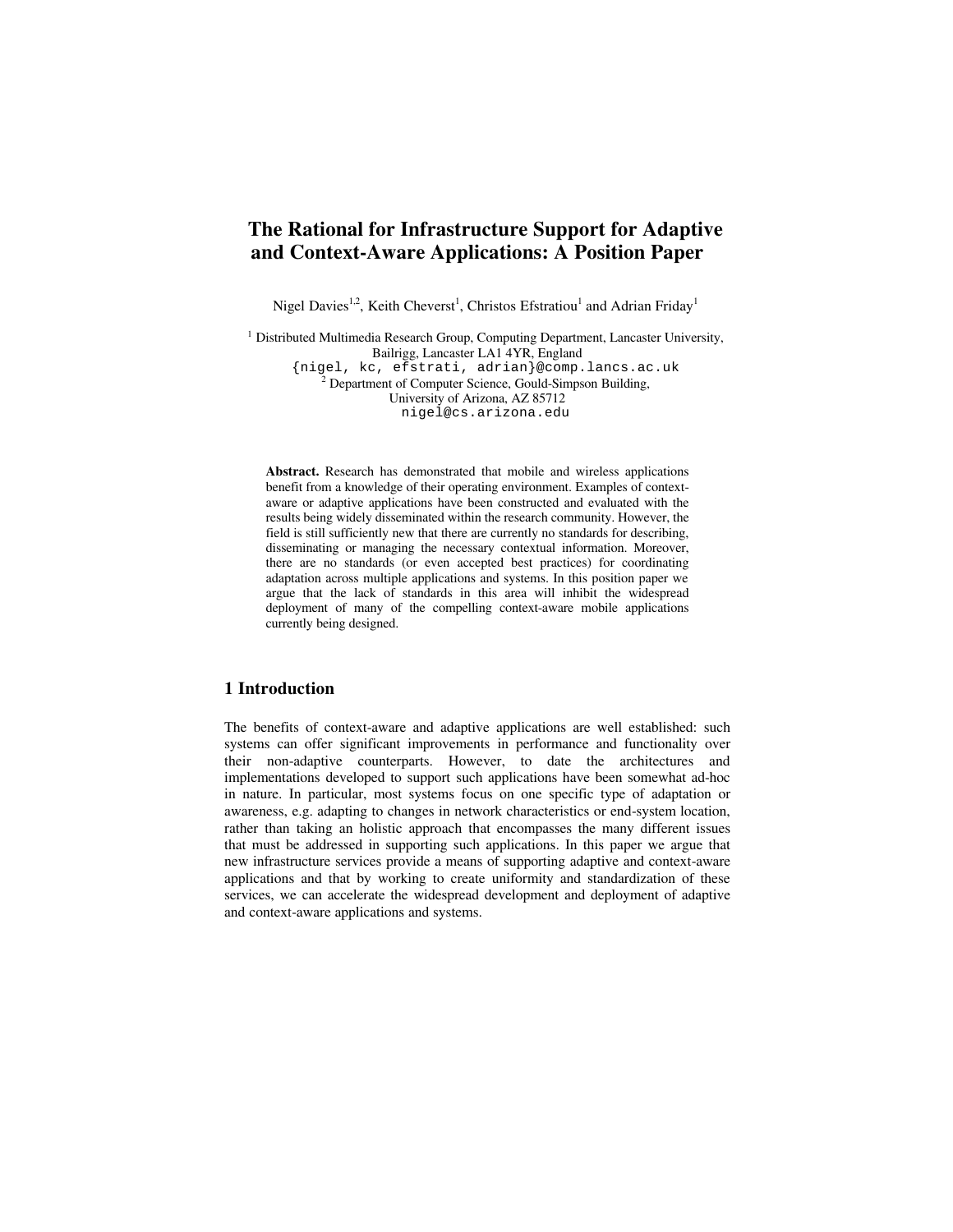# The Rational for Infrastructure Support for Adaptive and Context-Aware Applications: A Position Paper

Nigel Davies[1,2], Keith Cheverst[1], Christos Efstratiou[1] and Adrian Friday[1]

[1] Distributed Multimedia Research Group, Computing Department, Lancaster University, Bailrigg, Lancaster LA1 4YR, England
{nigel, kc, efstrati, adrian}@comp.lancs.ac.uk
[2] Department of Computer Science, Gould-Simpson Building, University of Arizona, AZ 85712
nigel@cs.arizona.edu

**Abstract.** Research has demonstrated that mobile and wireless applications benefit from a knowledge of their operating environment. Examples of context-aware or adaptive applications have been constructed and evaluated with the results being widely disseminated within the research community. However, the field is still sufficiently new that there are currently no standards for describing, disseminating or managing the necessary contextual information. Moreover, there are no standards (or even accepted best practices) for coordinating adaptation across multiple applications and systems. In this position paper we argue that the lack of standards in this area will inhibit the widespread deployment of many of the compelling context-aware mobile applications currently being designed.

## 1 Introduction

The benefits of context-aware and adaptive applications are well established: such systems can offer significant improvements in performance and functionality over their non-adaptive counterparts. However, to date the architectures and implementations developed to support such applications have been somewhat ad-hoc in nature. In particular, most systems focus on one specific type of adaptation or awareness, e.g. adapting to changes in network characteristics or end-system location, rather than taking an holistic approach that encompasses the many different issues that must be addressed in supporting such applications. In this paper we argue that new infrastructure services provide a means of supporting adaptive and context-aware applications and that by working to create uniformity and standardization of these services, we can accelerate the widespread development and deployment of adaptive and context-aware applications and systems.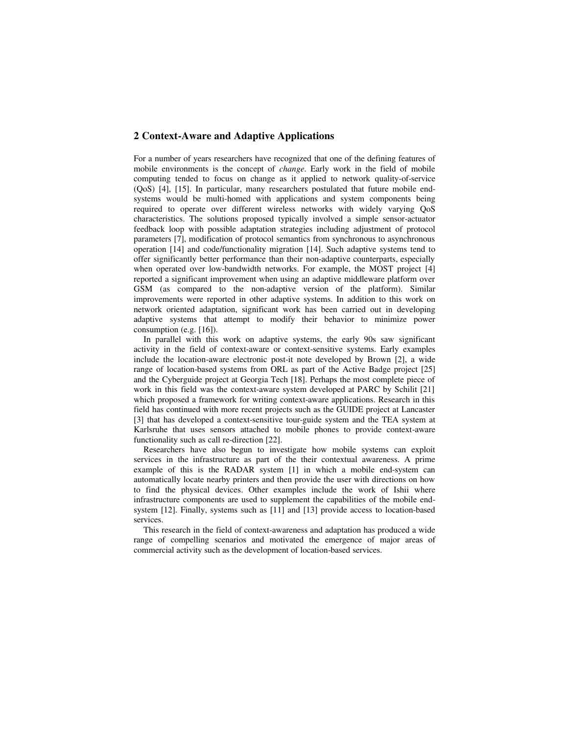## 2 Context-Aware and Adaptive Applications

For a number of years researchers have recognized that one of the defining features of mobile environments is the concept of *change*. Early work in the field of mobile computing tended to focus on change as it applied to network quality-of-service (QoS) [4], [15]. In particular, many researchers postulated that future mobile end-systems would be multi-homed with applications and system components being required to operate over different wireless networks with widely varying QoS characteristics. The solutions proposed typically involved a simple sensor-actuator feedback loop with possible adaptation strategies including adjustment of protocol parameters [7], modification of protocol semantics from synchronous to asynchronous operation [14] and code/functionality migration [14]. Such adaptive systems tend to offer significantly better performance than their non-adaptive counterparts, especially when operated over low-bandwidth networks. For example, the MOST project [4] reported a significant improvement when using an adaptive middleware platform over GSM (as compared to the non-adaptive version of the platform). Similar improvements were reported in other adaptive systems. In addition to this work on network oriented adaptation, significant work has been carried out in developing adaptive systems that attempt to modify their behavior to minimize power consumption (e.g. [16]).

In parallel with this work on adaptive systems, the early 90s saw significant activity in the field of context-aware or context-sensitive systems. Early examples include the location-aware electronic post-it note developed by Brown [2], a wide range of location-based systems from ORL as part of the Active Badge project [25] and the Cyberguide project at Georgia Tech [18]. Perhaps the most complete piece of work in this field was the context-aware system developed at PARC by Schilit [21] which proposed a framework for writing context-aware applications. Research in this field has continued with more recent projects such as the GUIDE project at Lancaster [3] that has developed a context-sensitive tour-guide system and the TEA system at Karlsruhe that uses sensors attached to mobile phones to provide context-aware functionality such as call re-direction [22].

Researchers have also begun to investigate how mobile systems can exploit services in the infrastructure as part of the their contextual awareness. A prime example of this is the RADAR system [1] in which a mobile end-system can automatically locate nearby printers and then provide the user with directions on how to find the physical devices. Other examples include the work of Ishii where infrastructure components are used to supplement the capabilities of the mobile end-system [12]. Finally, systems such as [11] and [13] provide access to location-based services.

This research in the field of context-awareness and adaptation has produced a wide range of compelling scenarios and motivated the emergence of major areas of commercial activity such as the development of location-based services.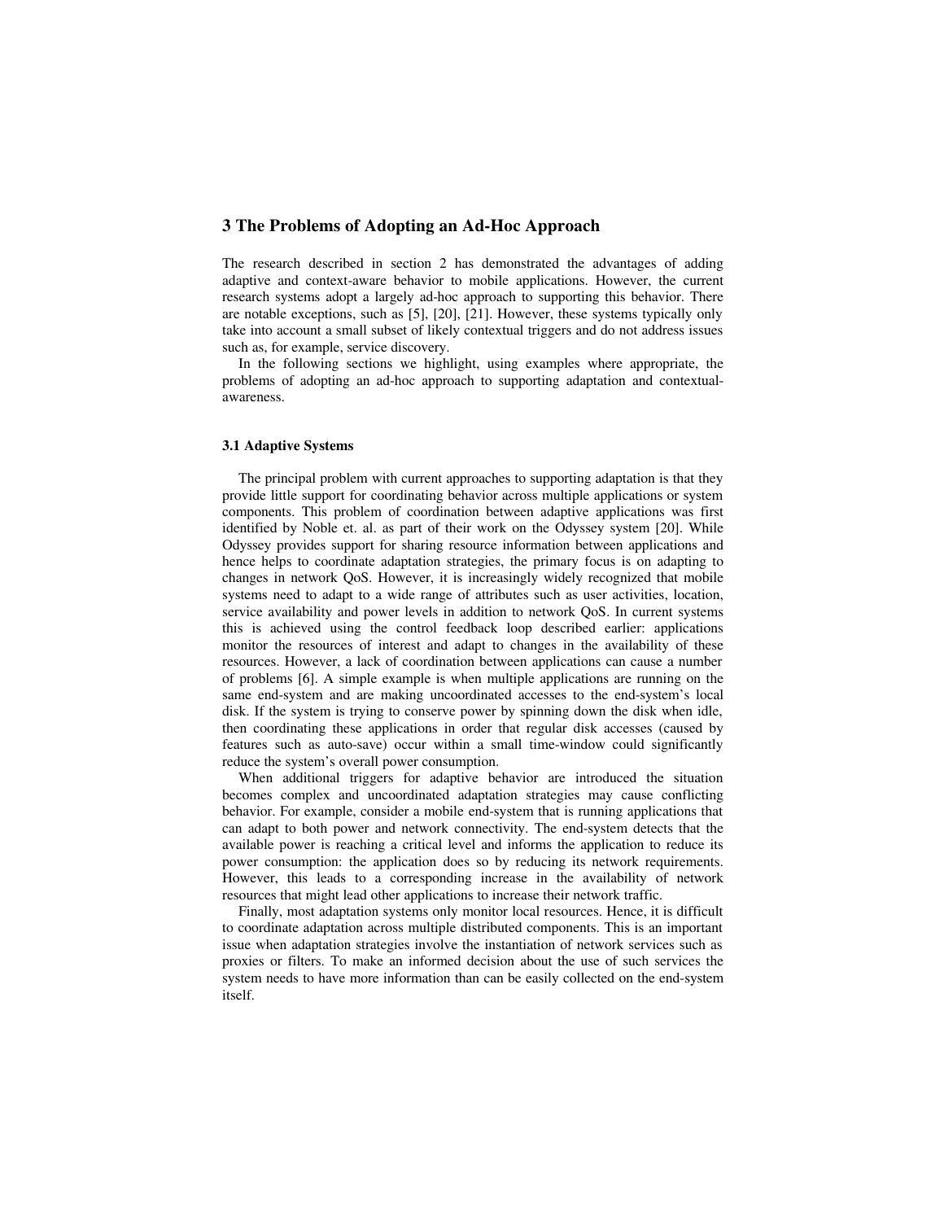## 3 The Problems of Adopting an Ad-Hoc Approach

The research described in section 2 has demonstrated the advantages of adding adaptive and context-aware behavior to mobile applications. However, the current research systems adopt a largely ad-hoc approach to supporting this behavior. There are notable exceptions, such as [5], [20], [21]. However, these systems typically only take into account a small subset of likely contextual triggers and do not address issues such as, for example, service discovery.

In the following sections we highlight, using examples where appropriate, the problems of adopting an ad-hoc approach to supporting adaptation and contextual-awareness.

### 3.1 Adaptive Systems

The principal problem with current approaches to supporting adaptation is that they provide little support for coordinating behavior across multiple applications or system components. This problem of coordination between adaptive applications was first identified by Noble et. al. as part of their work on the Odyssey system [20]. While Odyssey provides support for sharing resource information between applications and hence helps to coordinate adaptation strategies, the primary focus is on adapting to changes in network QoS. However, it is increasingly widely recognized that mobile systems need to adapt to a wide range of attributes such as user activities, location, service availability and power levels in addition to network QoS. In current systems this is achieved using the control feedback loop described earlier: applications monitor the resources of interest and adapt to changes in the availability of these resources. However, a lack of coordination between applications can cause a number of problems [6]. A simple example is when multiple applications are running on the same end-system and are making uncoordinated accesses to the end-system's local disk. If the system is trying to conserve power by spinning down the disk when idle, then coordinating these applications in order that regular disk accesses (caused by features such as auto-save) occur within a small time-window could significantly reduce the system's overall power consumption.

When additional triggers for adaptive behavior are introduced the situation becomes complex and uncoordinated adaptation strategies may cause conflicting behavior. For example, consider a mobile end-system that is running applications that can adapt to both power and network connectivity. The end-system detects that the available power is reaching a critical level and informs the application to reduce its power consumption: the application does so by reducing its network requirements. However, this leads to a corresponding increase in the availability of network resources that might lead other applications to increase their network traffic.

Finally, most adaptation systems only monitor local resources. Hence, it is difficult to coordinate adaptation across multiple distributed components. This is an important issue when adaptation strategies involve the instantiation of network services such as proxies or filters. To make an informed decision about the use of such services the system needs to have more information than can be easily collected on the end-system itself.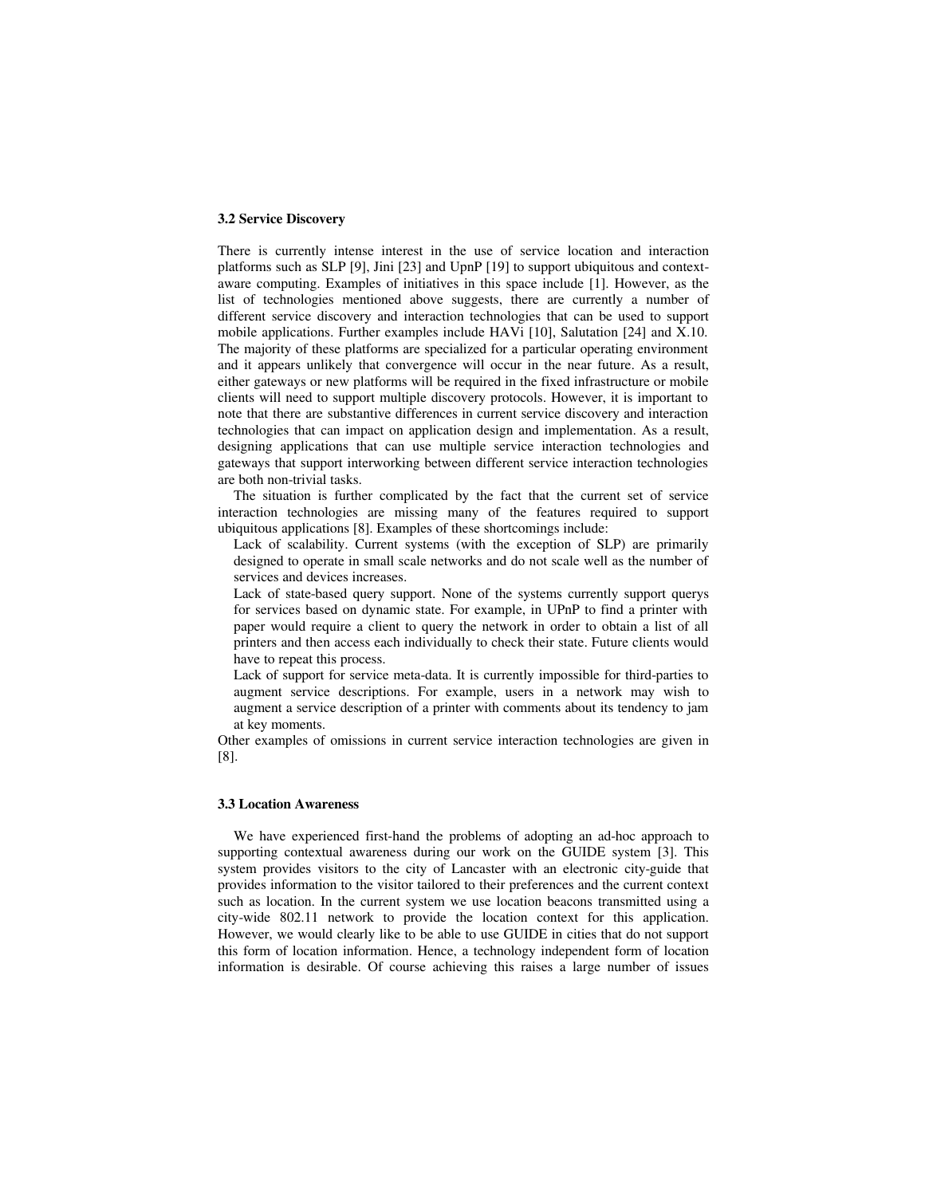### 3.2 Service Discovery

There is currently intense interest in the use of service location and interaction platforms such as SLP [9], Jini [23] and UpnP [19] to support ubiquitous and context-aware computing. Examples of initiatives in this space include [1]. However, as the list of technologies mentioned above suggests, there are currently a number of different service discovery and interaction technologies that can be used to support mobile applications. Further examples include HAVi [10], Salutation [24] and X.10. The majority of these platforms are specialized for a particular operating environment and it appears unlikely that convergence will occur in the near future. As a result, either gateways or new platforms will be required in the fixed infrastructure or mobile clients will need to support multiple discovery protocols. However, it is important to note that there are substantive differences in current service discovery and interaction technologies that can impact on application design and implementation. As a result, designing applications that can use multiple service interaction technologies and gateways that support interworking between different service interaction technologies are both non-trivial tasks.

The situation is further complicated by the fact that the current set of service interaction technologies are missing many of the features required to support ubiquitous applications [8]. Examples of these shortcomings include:

- Lack of scalability. Current systems (with the exception of SLP) are primarily designed to operate in small scale networks and do not scale well as the number of services and devices increases.
- Lack of state-based query support. None of the systems currently support querys for services based on dynamic state. For example, in UPnP to find a printer with paper would require a client to query the network in order to obtain a list of all printers and then access each individually to check their state. Future clients would have to repeat this process.
- Lack of support for service meta-data. It is currently impossible for third-parties to augment service descriptions. For example, users in a network may wish to augment a service description of a printer with comments about its tendency to jam at key moments.

Other examples of omissions in current service interaction technologies are given in [8].

### 3.3 Location Awareness

We have experienced first-hand the problems of adopting an ad-hoc approach to supporting contextual awareness during our work on the GUIDE system [3]. This system provides visitors to the city of Lancaster with an electronic city-guide that provides information to the visitor tailored to their preferences and the current context such as location. In the current system we use location beacons transmitted using a city-wide 802.11 network to provide the location context for this application. However, we would clearly like to be able to use GUIDE in cities that do not support this form of location information. Hence, a technology independent form of location information is desirable. Of course achieving this raises a large number of issues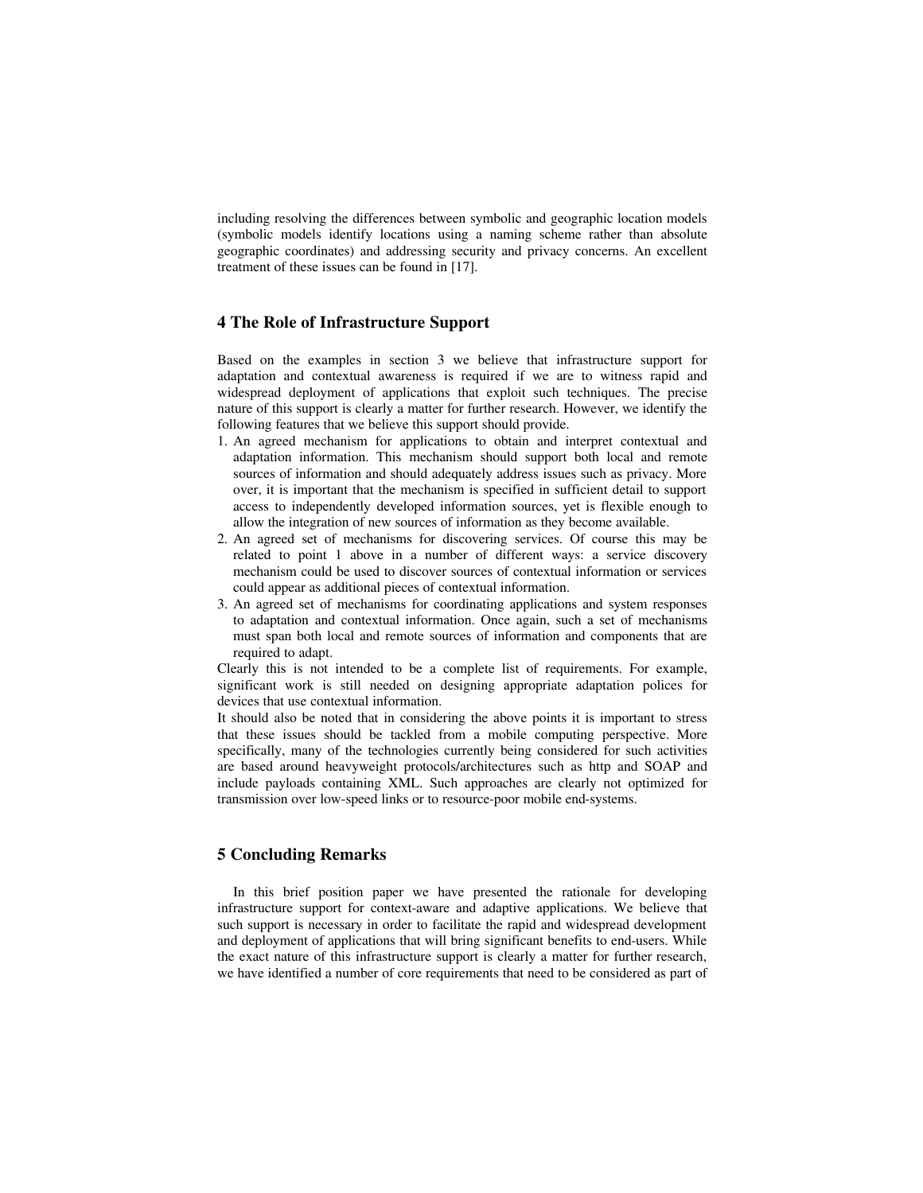including resolving the differences between symbolic and geographic location models (symbolic models identify locations using a naming scheme rather than absolute geographic coordinates) and addressing security and privacy concerns. An excellent treatment of these issues can be found in [17].

## 4 The Role of Infrastructure Support

Based on the examples in section 3 we believe that infrastructure support for adaptation and contextual awareness is required if we are to witness rapid and widespread deployment of applications that exploit such techniques. The precise nature of this support is clearly a matter for further research. However, we identify the following features that we believe this support should provide.

1. An agreed mechanism for applications to obtain and interpret contextual and adaptation information. This mechanism should support both local and remote sources of information and should adequately address issues such as privacy. More over, it is important that the mechanism is specified in sufficient detail to support access to independently developed information sources, yet is flexible enough to allow the integration of new sources of information as they become available.
2. An agreed set of mechanisms for discovering services. Of course this may be related to point 1 above in a number of different ways: a service discovery mechanism could be used to discover sources of contextual information or services could appear as additional pieces of contextual information.
3. An agreed set of mechanisms for coordinating applications and system responses to adaptation and contextual information. Once again, such a set of mechanisms must span both local and remote sources of information and components that are required to adapt.

Clearly this is not intended to be a complete list of requirements. For example, significant work is still needed on designing appropriate adaptation polices for devices that use contextual information.

It should also be noted that in considering the above points it is important to stress that these issues should be tackled from a mobile computing perspective. More specifically, many of the technologies currently being considered for such activities are based around heavyweight protocols/architectures such as http and SOAP and include payloads containing XML. Such approaches are clearly not optimized for transmission over low-speed links or to resource-poor mobile end-systems.

## 5 Concluding Remarks

In this brief position paper we have presented the rationale for developing infrastructure support for context-aware and adaptive applications. We believe that such support is necessary in order to facilitate the rapid and widespread development and deployment of applications that will bring significant benefits to end-users. While the exact nature of this infrastructure support is clearly a matter for further research, we have identified a number of core requirements that need to be considered as part of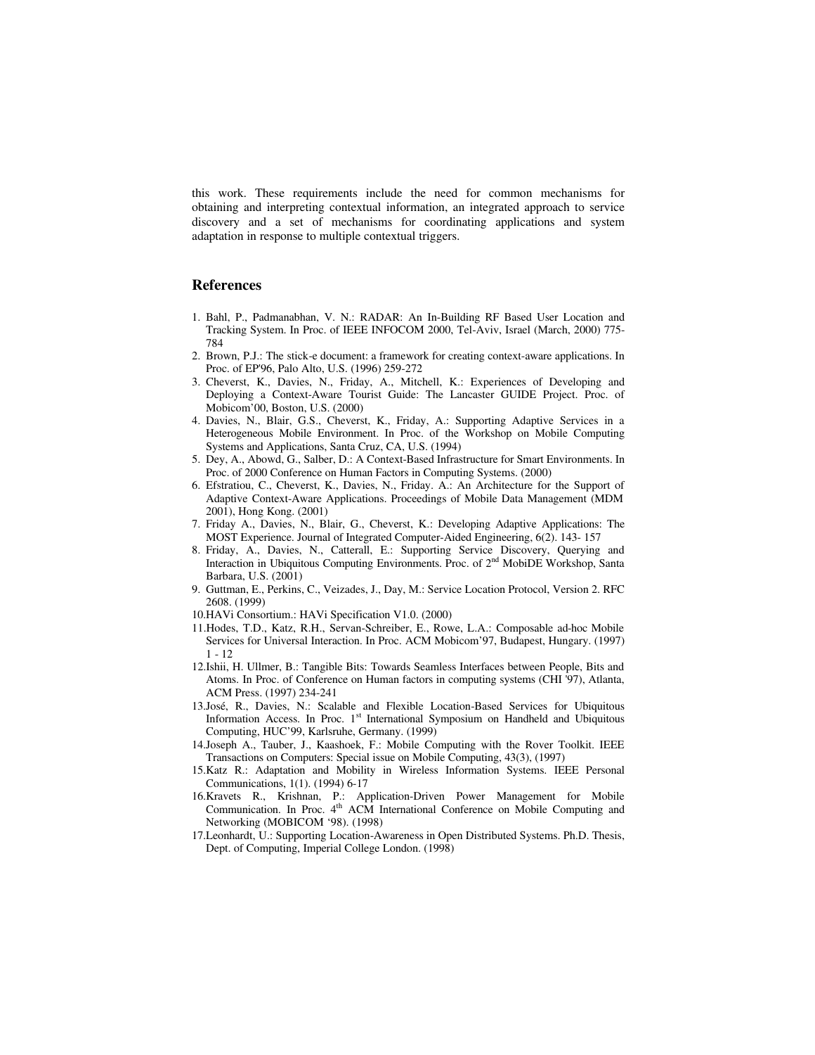this work. These requirements include the need for common mechanisms for obtaining and interpreting contextual information, an integrated approach to service discovery and a set of mechanisms for coordinating applications and system adaptation in response to multiple contextual triggers.

## References

1. Bahl, P., Padmanabhan, V. N.: RADAR: An In-Building RF Based User Location and Tracking System. In Proc. of IEEE INFOCOM 2000, Tel-Aviv, Israel (March, 2000) 775-784
2. Brown, P.J.: The stick-e document: a framework for creating context-aware applications. In Proc. of EP'96, Palo Alto, U.S. (1996) 259-272
3. Cheverst, K., Davies, N., Friday, A., Mitchell, K.: Experiences of Developing and Deploying a Context-Aware Tourist Guide: The Lancaster GUIDE Project. Proc. of Mobicom'00, Boston, U.S. (2000)
4. Davies, N., Blair, G.S., Cheverst, K., Friday, A.: Supporting Adaptive Services in a Heterogeneous Mobile Environment. In Proc. of the Workshop on Mobile Computing Systems and Applications, Santa Cruz, CA, U.S. (1994)
5. Dey, A., Abowd, G., Salber, D.: A Context-Based Infrastructure for Smart Environments. In Proc. of 2000 Conference on Human Factors in Computing Systems. (2000)
6. Efstratiou, C., Cheverst, K., Davies, N., Friday. A.: An Architecture for the Support of Adaptive Context-Aware Applications. Proceedings of Mobile Data Management (MDM 2001), Hong Kong. (2001)
7. Friday A., Davies, N., Blair, G., Cheverst, K.: Developing Adaptive Applications: The MOST Experience. Journal of Integrated Computer-Aided Engineering, 6(2). 143- 157
8. Friday, A., Davies, N., Catterall, E.: Supporting Service Discovery, Querying and Interaction in Ubiquitous Computing Environments. Proc. of 2nd MobiDE Workshop, Santa Barbara, U.S. (2001)
9. Guttman, E., Perkins, C., Veizades, J., Day, M.: Service Location Protocol, Version 2. RFC 2608. (1999)
10. HAVi Consortium.: HAVi Specification V1.0. (2000)
11. Hodes, T.D., Katz, R.H., Servan-Schreiber, E., Rowe, L.A.: Composable ad-hoc Mobile Services for Universal Interaction. In Proc. ACM Mobicom'97, Budapest, Hungary. (1997) 1 - 12
12. Ishii, H. Ullmer, B.: Tangible Bits: Towards Seamless Interfaces between People, Bits and Atoms. In Proc. of Conference on Human factors in computing systems (CHI '97), Atlanta, ACM Press. (1997) 234-241
13. José, R., Davies, N.: Scalable and Flexible Location-Based Services for Ubiquitous Information Access. In Proc. 1st International Symposium on Handheld and Ubiquitous Computing, HUC'99, Karlsruhe, Germany. (1999)
14. Joseph A., Tauber, J., Kaashoek, F.: Mobile Computing with the Rover Toolkit. IEEE Transactions on Computers: Special issue on Mobile Computing, 43(3), (1997)
15. Katz R.: Adaptation and Mobility in Wireless Information Systems. IEEE Personal Communications, 1(1). (1994) 6-17
16. Kravets R., Krishnan, P.: Application-Driven Power Management for Mobile Communication. In Proc. 4th ACM International Conference on Mobile Computing and Networking (MOBICOM '98). (1998)
17. Leonhardt, U.: Supporting Location-Awareness in Open Distributed Systems. Ph.D. Thesis, Dept. of Computing, Imperial College London. (1998)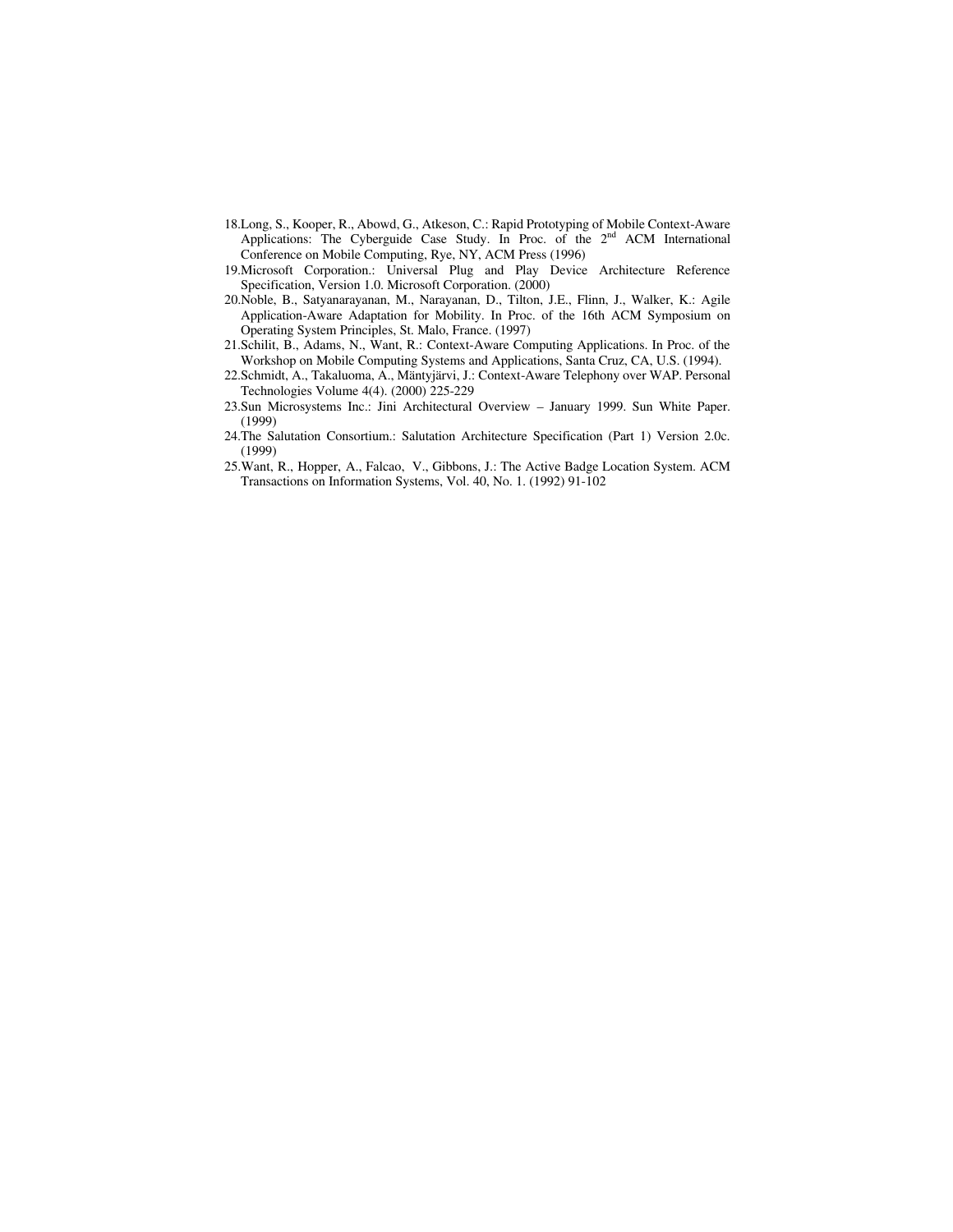18. Long, S., Kooper, R., Abowd, G., Atkeson, C.: Rapid Prototyping of Mobile Context-Aware Applications: The Cyberguide Case Study. In Proc. of the 2nd ACM International Conference on Mobile Computing, Rye, NY, ACM Press (1996)
19. Microsoft Corporation.: Universal Plug and Play Device Architecture Reference Specification, Version 1.0. Microsoft Corporation. (2000)
20. Noble, B., Satyanarayanan, M., Narayanan, D., Tilton, J.E., Flinn, J., Walker, K.: Agile Application-Aware Adaptation for Mobility. In Proc. of the 16th ACM Symposium on Operating System Principles, St. Malo, France. (1997)
21. Schilit, B., Adams, N., Want, R.: Context-Aware Computing Applications. In Proc. of the Workshop on Mobile Computing Systems and Applications, Santa Cruz, CA, U.S. (1994).
22. Schmidt, A., Takaluoma, A., Mäntyjärvi, J.: Context-Aware Telephony over WAP. Personal Technologies Volume 4(4). (2000) 225-229
23. Sun Microsystems Inc.: Jini Architectural Overview – January 1999. Sun White Paper. (1999)
24. The Salutation Consortium.: Salutation Architecture Specification (Part 1) Version 2.0c. (1999)
25. Want, R., Hopper, A., Falcao, V., Gibbons, J.: The Active Badge Location System. ACM Transactions on Information Systems, Vol. 40, No. 1. (1992) 91-102